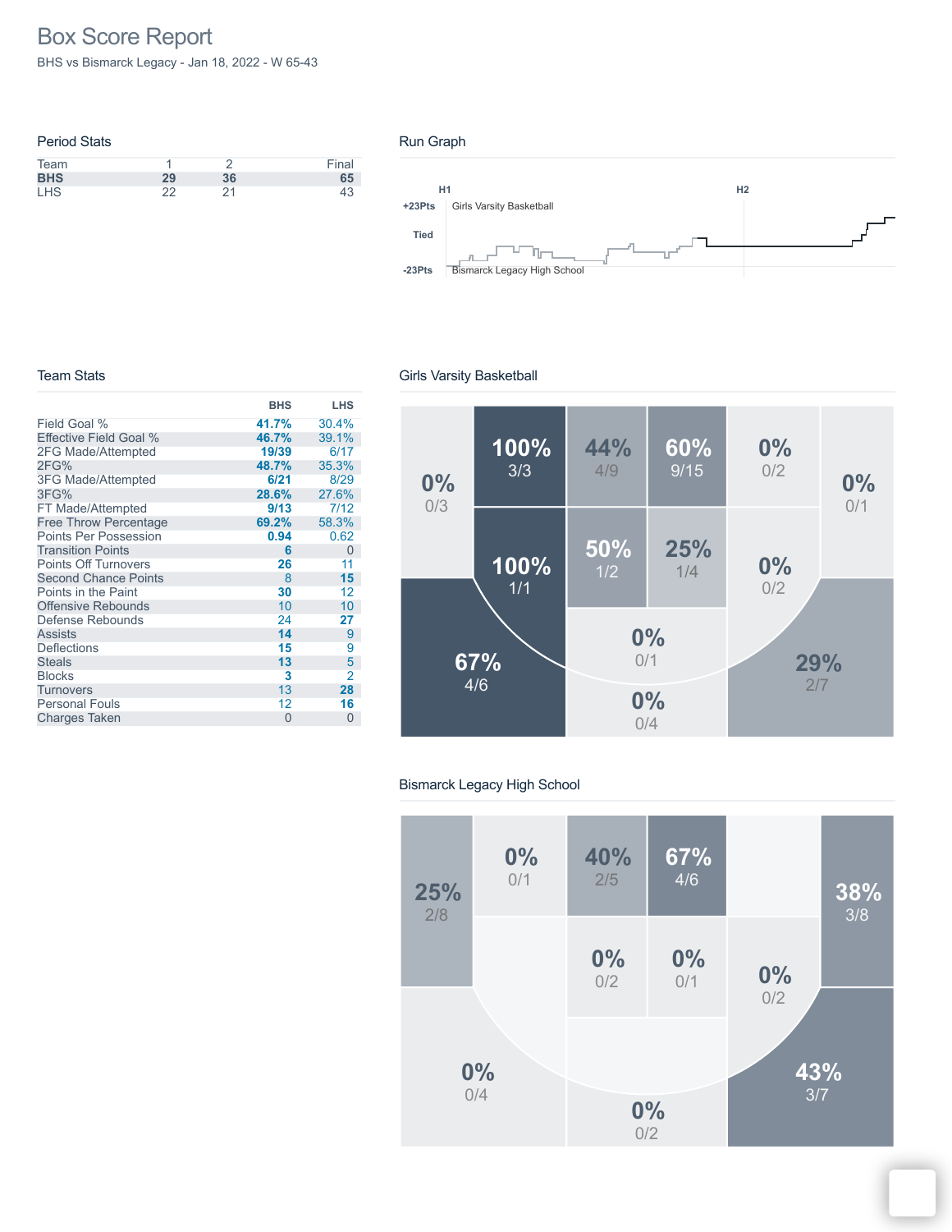# Box Score Report

BHS vs Bismarck Legacy - Jan 18, 2022 - W 65-43

## Period Stats

| Team | 1 | 2 | Final |
|---|---|---|---|
| **BHS** | **29** | **36** | **65** |
| LHS | 22 | 21 | 43 |

## Run Graph

H1 H2

+23Pts Girls Varsity Basketball

Tied

-23Pts Bismarck Legacy High School

## Team Stats

| | BHS | LHS |
|---|---|---|
| Field Goal % | **41.7%** | 30.4% |
| Effective Field Goal % | **46.7%** | 39.1% |
| 2FG Made/Attempted | **19/39** | 6/17 |
| 2FG% | **48.7%** | 35.3% |
| 3FG Made/Attempted | **6/21** | 8/29 |
| 3FG% | **28.6%** | 27.6% |
| FT Made/Attempted | **9/13** | 7/12 |
| Free Throw Percentage | **69.2%** | 58.3% |
| Points Per Possession | **0.94** | 0.62 |
| Transition Points | **6** | 0 |
| Points Off Turnovers | **26** | 11 |
| Second Chance Points | 8 | **15** |
| Points in the Paint | **30** | 12 |
| Offensive Rebounds | 10 | 10 |
| Defense Rebounds | 24 | **27** |
| Assists | **14** | 9 |
| Deflections | **15** | 9 |
| Steals | **13** | 5 |
| Blocks | **3** | 2 |
| Turnovers | 13 | **28** |
| Personal Fouls | 12 | **16** |
| Charges Taken | 0 | 0 |

## Girls Varsity Basketball

0% 0/3

100% 3/3

44% 4/9

60% 9/15

0% 0/2

0% 0/1

100% 1/1

50% 1/2

25% 1/4

0% 0/2

67% 4/6

0% 0/1

29% 2/7

0% 0/4

## Bismarck Legacy High School

25% 2/8

0% 0/1

40% 2/5

67% 4/6

38% 3/8

0% 0/2

0% 0/1

0% 0/2

0% 0/4

43% 3/7

0% 0/2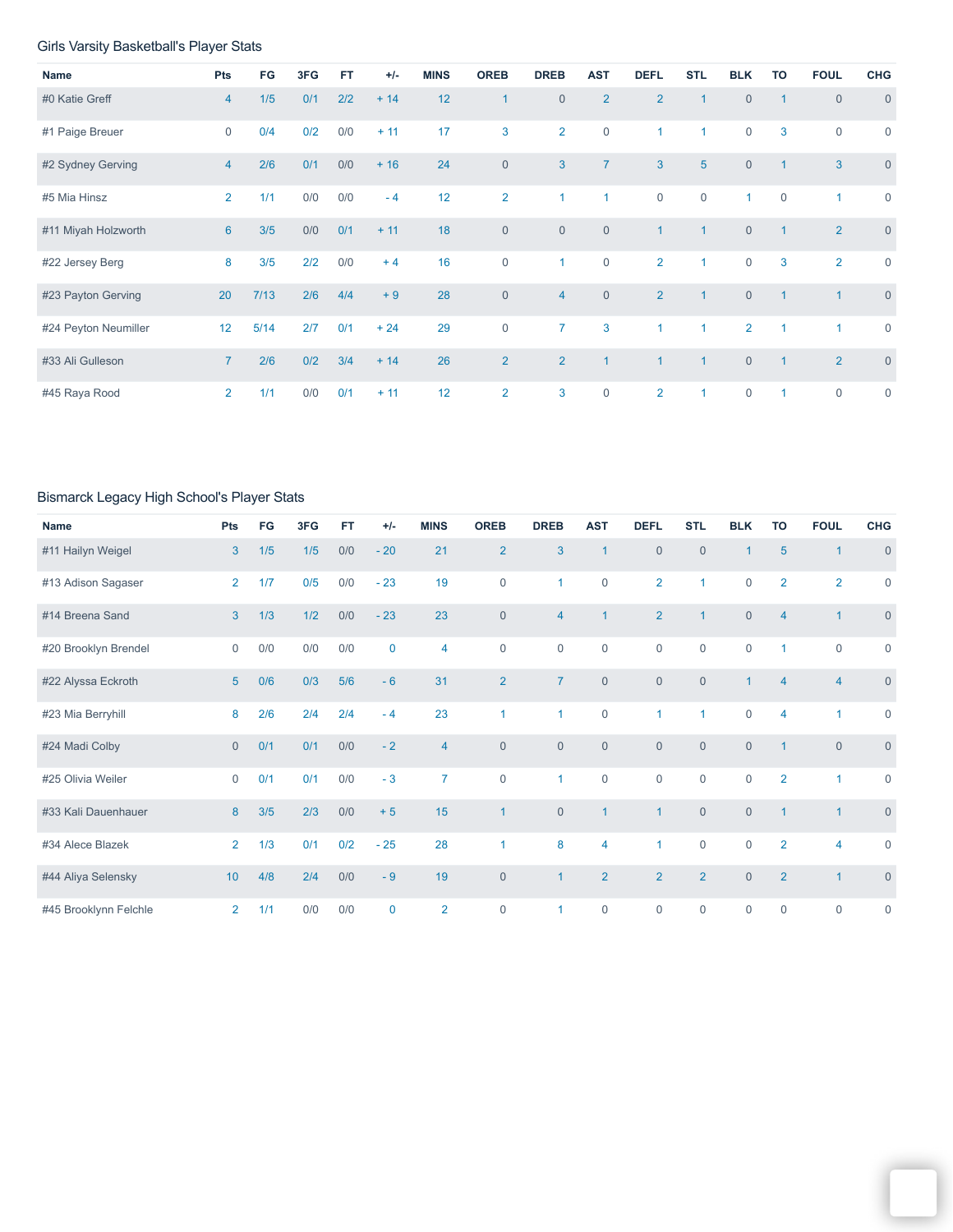Girls Varsity Basketball's Player Stats

| Name | Pts | FG | 3FG | FT | +/- | MINS | OREB | DREB | AST | DEFL | STL | BLK | TO | FOUL | CHG |
|---|---|---|---|---|---|---|---|---|---|---|---|---|---|---|---|
| #0 Katie Greff | 4 | 1/5 | 0/1 | 2/2 | + 14 | 12 | 1 | 0 | 2 | 2 | 1 | 0 | 1 | 0 | 0 |
| #1 Paige Breuer | 0 | 0/4 | 0/2 | 0/0 | + 11 | 17 | 3 | 2 | 0 | 1 | 1 | 0 | 3 | 0 | 0 |
| #2 Sydney Gerving | 4 | 2/6 | 0/1 | 0/0 | + 16 | 24 | 0 | 3 | 7 | 3 | 5 | 0 | 1 | 3 | 0 |
| #5 Mia Hinsz | 2 | 1/1 | 0/0 | 0/0 | - 4 | 12 | 2 | 1 | 1 | 0 | 0 | 1 | 0 | 1 | 0 |
| #11 Miyah Holzworth | 6 | 3/5 | 0/0 | 0/1 | + 11 | 18 | 0 | 0 | 0 | 1 | 1 | 0 | 1 | 2 | 0 |
| #22 Jersey Berg | 8 | 3/5 | 2/2 | 0/0 | + 4 | 16 | 0 | 1 | 0 | 2 | 1 | 0 | 3 | 2 | 0 |
| #23 Payton Gerving | 20 | 7/13 | 2/6 | 4/4 | + 9 | 28 | 0 | 4 | 0 | 2 | 1 | 0 | 1 | 1 | 0 |
| #24 Peyton Neumiller | 12 | 5/14 | 2/7 | 0/1 | + 24 | 29 | 0 | 7 | 3 | 1 | 1 | 2 | 1 | 1 | 0 |
| #33 Ali Gulleson | 7 | 2/6 | 0/2 | 3/4 | + 14 | 26 | 2 | 2 | 1 | 1 | 1 | 0 | 1 | 2 | 0 |
| #45 Raya Rood | 2 | 1/1 | 0/0 | 0/1 | + 11 | 12 | 2 | 3 | 0 | 2 | 1 | 0 | 1 | 0 | 0 |

Bismarck Legacy High School's Player Stats

| Name | Pts | FG | 3FG | FT | +/- | MINS | OREB | DREB | AST | DEFL | STL | BLK | TO | FOUL | CHG |
|---|---|---|---|---|---|---|---|---|---|---|---|---|---|---|---|
| #11 Hailyn Weigel | 3 | 1/5 | 1/5 | 0/0 | - 20 | 21 | 2 | 3 | 1 | 0 | 0 | 1 | 5 | 1 | 0 |
| #13 Adison Sagaser | 2 | 1/7 | 0/5 | 0/0 | - 23 | 19 | 0 | 1 | 0 | 2 | 1 | 0 | 2 | 2 | 0 |
| #14 Breena Sand | 3 | 1/3 | 1/2 | 0/0 | - 23 | 23 | 0 | 4 | 1 | 2 | 1 | 0 | 4 | 1 | 0 |
| #20 Brooklyn Brendel | 0 | 0/0 | 0/0 | 0/0 | 0 | 4 | 0 | 0 | 0 | 0 | 0 | 0 | 1 | 0 | 0 |
| #22 Alyssa Eckroth | 5 | 0/6 | 0/3 | 5/6 | - 6 | 31 | 2 | 7 | 0 | 0 | 0 | 1 | 4 | 4 | 0 |
| #23 Mia Berryhill | 8 | 2/6 | 2/4 | 2/4 | - 4 | 23 | 1 | 1 | 0 | 1 | 1 | 0 | 4 | 1 | 0 |
| #24 Madi Colby | 0 | 0/1 | 0/1 | 0/0 | - 2 | 4 | 0 | 0 | 0 | 0 | 0 | 0 | 1 | 0 | 0 |
| #25 Olivia Weiler | 0 | 0/1 | 0/1 | 0/0 | - 3 | 7 | 0 | 1 | 0 | 0 | 0 | 0 | 2 | 1 | 0 |
| #33 Kali Dauenhauer | 8 | 3/5 | 2/3 | 0/0 | + 5 | 15 | 1 | 0 | 1 | 1 | 0 | 0 | 1 | 1 | 0 |
| #34 Alece Blazek | 2 | 1/3 | 0/1 | 0/2 | - 25 | 28 | 1 | 8 | 4 | 1 | 0 | 0 | 2 | 4 | 0 |
| #44 Aliya Selensky | 10 | 4/8 | 2/4 | 0/0 | - 9 | 19 | 0 | 1 | 2 | 2 | 2 | 0 | 2 | 1 | 0 |
| #45 Brooklynn Felchle | 2 | 1/1 | 0/0 | 0/0 | 0 | 2 | 0 | 1 | 0 | 0 | 0 | 0 | 0 | 0 | 0 |